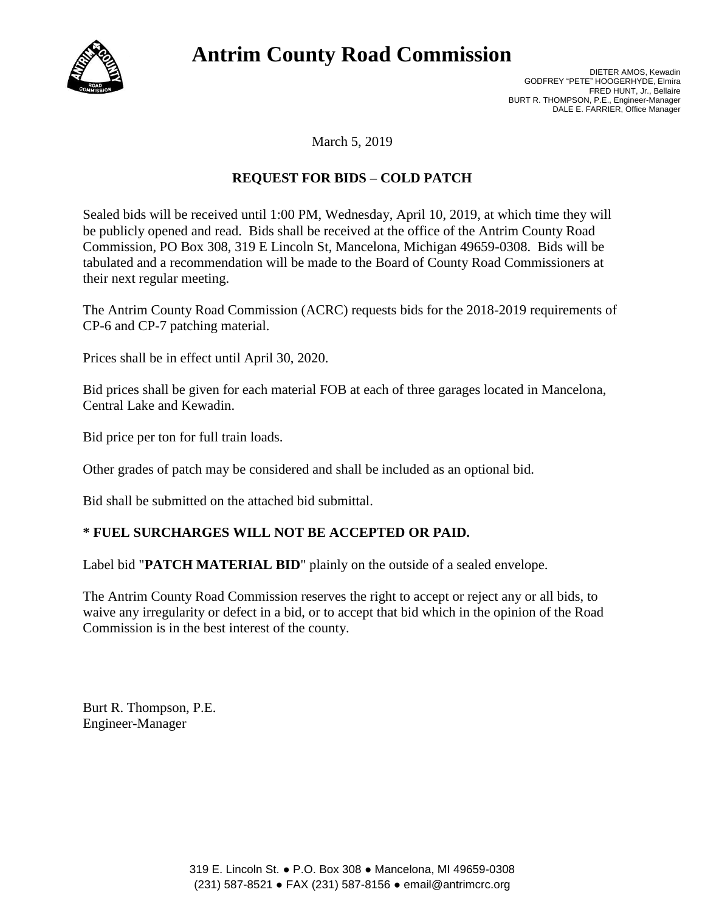# Antrim County Road Commission

DIETER AMOS, Kewadin
GODFREY "PETE" HOOGERHYDE, Elmira
FRED HUNT, Jr., Bellaire
BURT R. THOMPSON, P.E., Engineer-Manager
DALE E. FARRIER, Office Manager

March 5, 2019

**REQUEST FOR BIDS – COLD PATCH**

Sealed bids will be received until 1:00 PM, Wednesday, April 10, 2019, at which time they will be publicly opened and read. Bids shall be received at the office of the Antrim County Road Commission, PO Box 308, 319 E Lincoln St, Mancelona, Michigan 49659-0308. Bids will be tabulated and a recommendation will be made to the Board of County Road Commissioners at their next regular meeting.

The Antrim County Road Commission (ACRC) requests bids for the 2018-2019 requirements of CP-6 and CP-7 patching material.

Prices shall be in effect until April 30, 2020.

Bid prices shall be given for each material FOB at each of three garages located in Mancelona, Central Lake and Kewadin.

Bid price per ton for full train loads.

Other grades of patch may be considered and shall be included as an optional bid.

Bid shall be submitted on the attached bid submittal.

**\* FUEL SURCHARGES WILL NOT BE ACCEPTED OR PAID.**

Label bid "**PATCH MATERIAL BID**" plainly on the outside of a sealed envelope.

The Antrim County Road Commission reserves the right to accept or reject any or all bids, to waive any irregularity or defect in a bid, or to accept that bid which in the opinion of the Road Commission is in the best interest of the county.

Burt R. Thompson, P.E.
Engineer-Manager

319 E. Lincoln St. ● P.O. Box 308 ● Mancelona, MI 49659-0308
(231) 587-8521 ● FAX (231) 587-8156 ● email@antrimcrc.org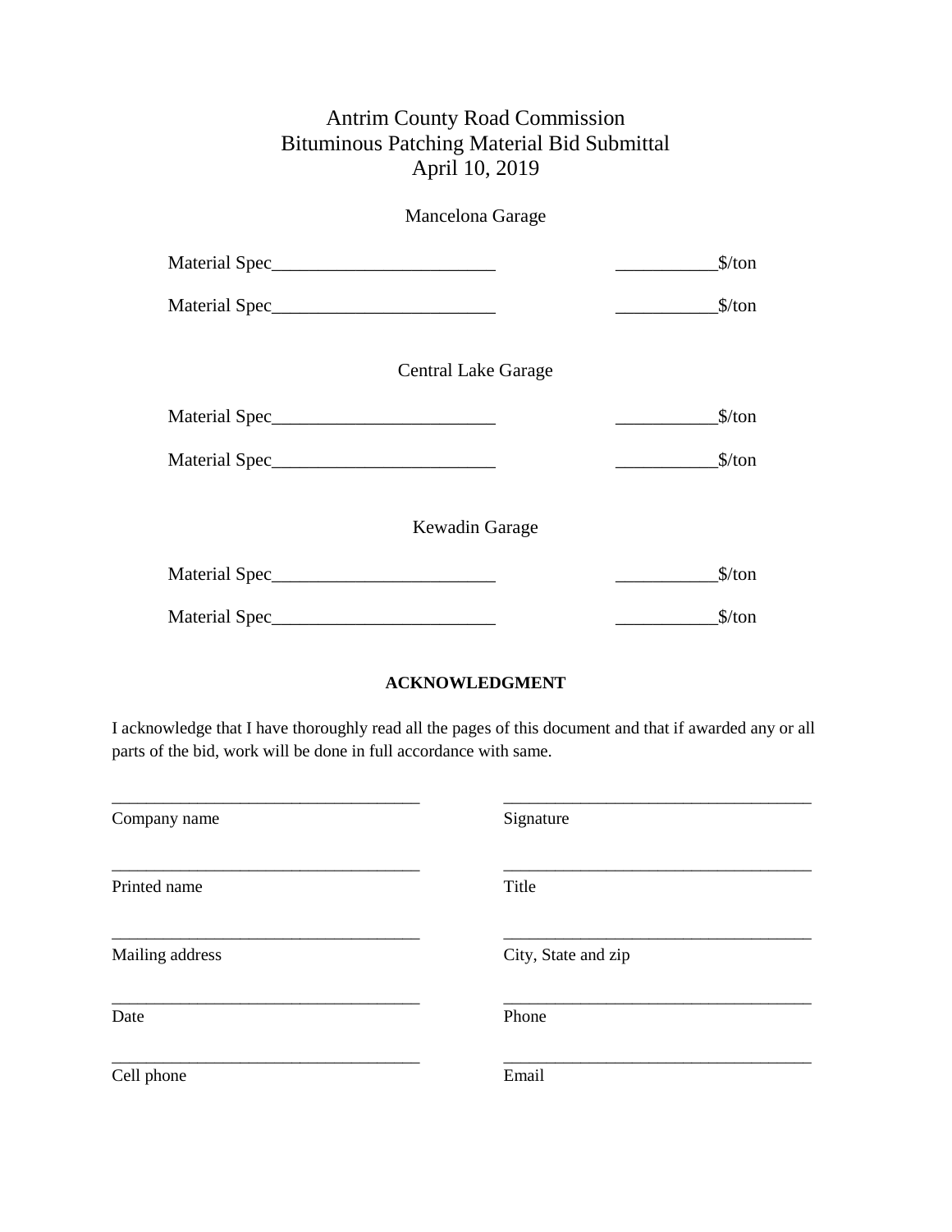# Antrim County Road Commission
# Bituminous Patching Material Bid Submittal
# April 10, 2019

## Mancelona Garage

Material Spec________________________ ___________$/ton

Material Spec________________________ ___________$/ton

## Central Lake Garage

Material Spec________________________ ___________$/ton

Material Spec________________________ ___________$/ton

## Kewadin Garage

Material Spec________________________ ___________$/ton

Material Spec________________________ ___________$/ton

**ACKNOWLEDGMENT**

I acknowledge that I have thoroughly read all the pages of this document and that if awarded any or all parts of the bid, work will be done in full accordance with same.

| | |
|---|---|
| ____________________________________ | ____________________________________ |
| Company name | Signature |
| ____________________________________ | ____________________________________ |
| Printed name | Title |
| ____________________________________ | ____________________________________ |
| Mailing address | City, State and zip |
| ____________________________________ | ____________________________________ |
| Date | Phone |
| ____________________________________ | ____________________________________ |
| Cell phone | Email |